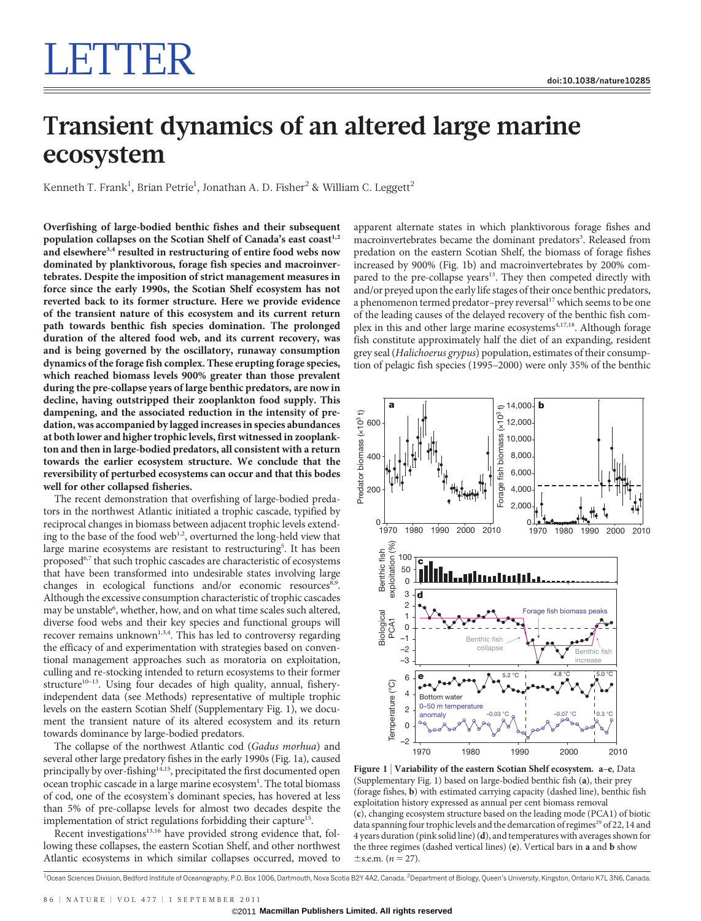# LETTER

doi:10.1038/nature10285

# Transient dynamics of an altered large marine ecosystem

Kenneth T. Frank[1], Brian Petrie[1], Jonathan A. D. Fisher[2] & William C. Leggett[2]

**Overfishing of large-bodied benthic fishes and their subsequent population collapses on the Scotian Shelf of Canada's east coast[1,2] and elsewhere[3,4] resulted in restructuring of entire food webs now dominated by planktivorous, forage fish species and macroinvertebrates. Despite the imposition of strict management measures in force since the early 1990s, the Scotian Shelf ecosystem has not reverted back to its former structure. Here we provide evidence of the transient nature of this ecosystem and its current return path towards benthic fish species domination. The prolonged duration of the altered food web, and its current recovery, was and is being governed by the oscillatory, runaway consumption dynamics of the forage fish complex. These erupting forage species, which reached biomass levels 900% greater than those prevalent during the pre-collapse years of large benthic predators, are now in decline, having outstripped their zooplankton food supply. This dampening, and the associated reduction in the intensity of predation, was accompanied by lagged increases in species abundances at both lower and higher trophic levels, first witnessed in zooplankton and then in large-bodied predators, all consistent with a return towards the earlier ecosystem structure. We conclude that the reversibility of perturbed ecosystems can occur and that this bodes well for other collapsed fisheries.**

The recent demonstration that overfishing of large-bodied predators in the northwest Atlantic initiated a trophic cascade, typified by reciprocal changes in biomass between adjacent trophic levels extending to the base of the food web[1,2], overturned the long-held view that large marine ecosystems are resistant to restructuring[5]. It has been proposed[6,7] that such trophic cascades are characteristic of ecosystems that have been transformed into undesirable states involving large changes in ecological functions and/or economic resources[8,9]. Although the excessive consumption characteristic of trophic cascades may be unstable[6], whether, how, and on what time scales such altered, diverse food webs and their key species and functional groups will recover remains unknown[1,3,4]. This has led to controversy regarding the efficacy of and experimentation with strategies based on conventional management approaches such as moratoria on exploitation, culling and re-stocking intended to return ecosystems to their former structure[10–13]. Using four decades of high quality, annual, fishery-independent data (see Methods) representative of multiple trophic levels on the eastern Scotian Shelf (Supplementary Fig. 1), we document the transient nature of its altered ecosystem and its return towards dominance by large-bodied predators.

The collapse of the northwest Atlantic cod (*Gadus morhua*) and several other large predatory fishes in the early 1990s (Fig. 1a), caused principally by over-fishing[14,15], precipitated the first documented open ocean trophic cascade in a large marine ecosystem[1]. The total biomass of cod, one of the ecosystem's dominant species, has hovered at less than 5% of pre-collapse levels for almost two decades despite the implementation of strict regulations forbidding their capture[15].

Recent investigations[13,16] have provided strong evidence that, following these collapses, the eastern Scotian Shelf, and other northwest Atlantic ecosystems in which similar collapses occurred, moved to apparent alternate states in which planktivorous forage fishes and macroinvertebrates became the dominant predators[3]. Released from predation on the eastern Scotian Shelf, the biomass of forage fishes increased by 900% (Fig. 1b) and macroinvertebrates by 200% compared to the pre-collapse years[13]. They then competed directly with and/or preyed upon the early life stages of their once benthic predators, a phenomenon termed predator–prey reversal[17] which seems to be one of the leading causes of the delayed recovery of the benthic fish complex in this and other large marine ecosystems[4,17,18]. Although forage fish constitute approximately half the diet of an expanding, resident grey seal (*Halichoerus grypus*) population, estimates of their consumption of pelagic fish species (1995–2000) were only 35% of the benthic

**Figure 1 | Variability of the eastern Scotian Shelf ecosystem.** **a**–**e**, Data (Supplementary Fig. 1) based on large-bodied benthic fish (**a**), their prey (forage fishes, **b**) with estimated carrying capacity (dashed line), benthic fish exploitation history expressed as annual per cent biomass removal (**c**), changing ecosystem structure based on the leading mode (PCA1) of biotic data spanning four trophic levels and the demarcation of regimes[29] of 22, 14 and 4 years duration (pink solid line) (**d**), and temperatures with averages shown for the three regimes (dashed vertical lines) (**e**). Vertical bars in **a** and **b** show ±s.e.m. ($n = 27$).

[1]Ocean Sciences Division, Bedford Institute of Oceanography, P.O. Box 1006, Dartmouth, Nova Scotia B2Y 4A2, Canada. [2]Department of Biology, Queen's University, Kingston, Ontario K7L 3N6, Canada.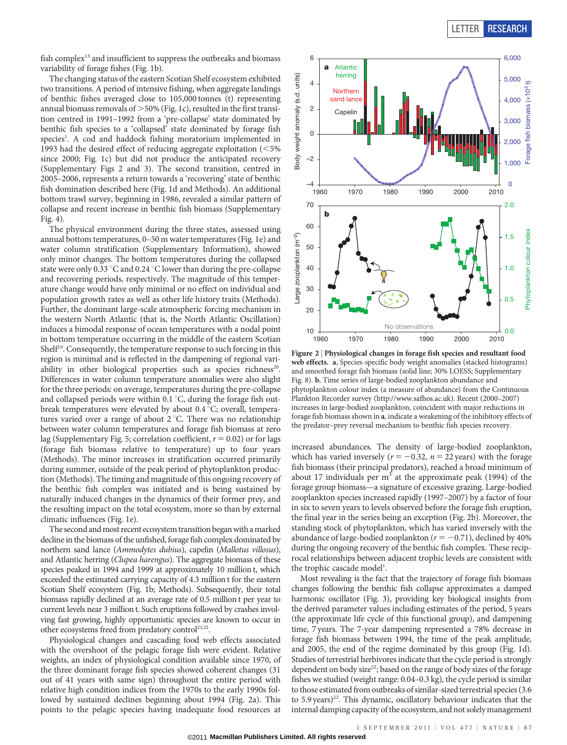fish complex[13] and insufficient to suppress the outbreaks and biomass variability of forage fishes (Fig. 1b).

The changing status of the eastern Scotian Shelf ecosystem exhibited two transitions. A period of intensive fishing, when aggregate landings of benthic fishes averaged close to 105,000 tonnes (t) representing annual biomass removals of >50% (Fig. 1c), resulted in the first transition centred in 1991–1992 from a 'pre-collapse' state dominated by benthic fish species to a 'collapsed' state dominated by forage fish species[1]. A cod and haddock fishing moratorium implemented in 1993 had the desired effect of reducing aggregate exploitation (<5% since 2000; Fig. 1c) but did not produce the anticipated recovery (Supplementary Figs 2 and 3). The second transition, centred in 2005–2006, represents a return towards a 'recovering' state of benthic fish domination described here (Fig. 1d and Methods). An additional bottom trawl survey, beginning in 1986, revealed a similar pattern of collapse and recent increase in benthic fish biomass (Supplementary Fig. 4).

The physical environment during the three states, assessed using annual bottom temperatures, 0–50 m water temperatures (Fig. 1e) and water column stratification (Supplementary Information), showed only minor changes. The bottom temperatures during the collapsed state were only 0.33 °C and 0.24 °C lower than during the pre-collapse and recovering periods, respectively. The magnitude of this temperature change would have only minimal or no effect on individual and population growth rates as well as other life history traits (Methods). Further, the dominant large-scale atmospheric forcing mechanism in the western North Atlantic (that is, the North Atlantic Oscillation) induces a bimodal response of ocean temperatures with a nodal point in bottom temperature occurring in the middle of the eastern Scotian Shelf[19]. Consequently, the temperature response to such forcing in this region is minimal and is reflected in the dampening of regional variability in other biological properties such as species richness[20]. Differences in water column temperature anomalies were also slight for the three periods: on average, temperatures during the pre-collapse and collapsed periods were within 0.1 °C, during the forage fish outbreak temperatures were elevated by about 0.4 °C; overall, temperatures varied over a range of about 2 °C. There was no relationship between water column temperatures and forage fish biomass at zero lag (Supplementary Fig. 5; correlation coefficient, $r = 0.02$) or for lags (forage fish biomass relative to temperature) up to four years (Methods). The minor increases in stratification occurred primarily during summer, outside of the peak period of phytoplankton production (Methods). The timing and magnitude of this ongoing recovery of the benthic fish complex was initiated and is being sustained by naturally induced changes in the dynamics of their former prey, and the resulting impact on the total ecosystem, more so than by external climatic influences (Fig. 1e).

The second and most recent ecosystem transition began with a marked decline in the biomass of the unfished, forage fish complex dominated by northern sand lance (*Ammodytes dubius*), capelin (*Mallotus villosus*), and Atlantic herring (*Clupea harengus*). The aggregate biomass of these species peaked in 1994 and 1999 at approximately 10 million t, which exceeded the estimated carrying capacity of 4.3 million t for the eastern Scotian Shelf ecosystem (Fig. 1b; Methods). Subsequently, their total biomass rapidly declined at an average rate of 0.5 million t per year to current levels near 3 million t. Such eruptions followed by crashes involving fast growing, highly opportunistic species are known to occur in other ecosystems freed from predatory control[21,22].

Physiological changes and cascading food web effects associated with the overshoot of the pelagic forage fish were evident. Relative weights, an index of physiological condition available since 1970, of the three dominant forage fish species showed coherent changes (31 out of 41 years with same sign) throughout the entire period with relative high condition indices from the 1970s to the early 1990s followed by sustained declines beginning about 1994 (Fig. 2a). This points to the pelagic species having inadequate food resources at increased abundances. The density of large-bodied zooplankton, which has varied inversely ($r = -0.32$, $n = 22$ years) with the forage fish biomass (their principal predators), reached a broad minimum of about 17 individuals per $m^3$ at the approximate peak (1994) of the forage group biomass—a signature of excessive grazing. Large-bodied zooplankton species increased rapidly (1997–2007) by a factor of four in six to seven years to levels observed before the forage fish eruption, the final year in the series being an exception (Fig. 2b). Moreover, the standing stock of phytoplankton, which has varied inversely with the abundance of large-bodied zooplankton ($r = -0.71$), declined by 40% during the ongoing recovery of the benthic fish complex. These reciprocal relationships between adjacent trophic levels are consistent with the trophic cascade model[1].

**Figure 2 | Physiological changes in forage fish species and resultant food web effects.** **a**, Species-specific body weight anomalies (stacked histograms) and smoothed forage fish biomass (solid line; 30% LOESS; Supplementary Fig. 8). **b**, Time series of large-bodied zooplankton abundance and phytoplankton colour index (a measure of abundance) from the Continuous Plankton Recorder survey (http://www.safhos.ac.uk). Recent (2000–2007) increases in large-bodied zooplankton, coincident with major reductions in forage fish biomass shown in **a**, indicate a weakening of the inhibitory effects of the predator–prey reversal mechanism to benthic fish species recovery.

Most revealing is the fact that the trajectory of forage fish biomass changes following the benthic fish collapse approximates a damped harmonic oscillator (Fig. 3), providing key biological insights from the derived parameter values including estimates of the period, 5 years (the approximate life cycle of this functional group), and dampening time, 7 years. The 7-year dampening represented a 78% decrease in forage fish biomass between 1994, the time of the peak amplitude, and 2005, the end of the regime dominated by this group (Fig. 1d). Studies of terrestrial herbivores indicate that the cycle period is strongly dependent on body size[22]; based on the range of body sizes of the forage fishes we studied (weight range: 0.04–0.3 kg), the cycle period is similar to those estimated from outbreaks of similar-sized terrestrial species (3.6 to 5.9 years)[22]. This dynamic, oscillatory behaviour indicates that the internal damping capacity of the ecosystem, and not solely management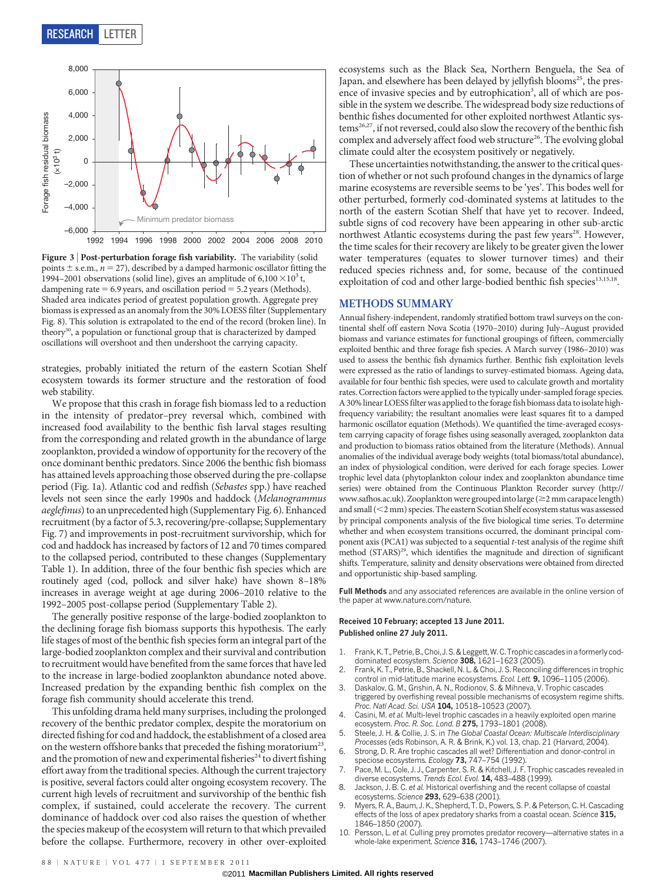Figure 3 | Post-perturbation forage fish variability. The variability (solid points ± s.e.m., $n = 27$), described by a damped harmonic oscillator fitting the 1994–2001 observations (solid line), gives an amplitude of $6,100 \times 10^3$ t, dampening rate = 6.9 years, and oscillation period = 5.2 years (Methods). Shaded area indicates period of greatest population growth. Aggregate prey biomass is expressed as an anomaly from the 30% LOESS filter (Supplementary Fig. 8). This solution is extrapolated to the end of the record (broken line). In theory[30], a population or functional group that is characterized by damped oscillations will overshoot and then undershoot the carrying capacity.

strategies, probably initiated the return of the eastern Scotian Shelf ecosystem towards its former structure and the restoration of food web stability.

We propose that this crash in forage fish biomass led to a reduction in the intensity of predator–prey reversal which, combined with increased food availability to the benthic fish larval stages resulting from the corresponding and related growth in the abundance of large zooplankton, provided a window of opportunity for the recovery of the once dominant benthic predators. Since 2006 the benthic fish biomass has attained levels approaching those observed during the pre-collapse period (Fig. 1a). Atlantic cod and redfish (*Sebastes* spp.) have reached levels not seen since the early 1990s and haddock (*Melanogrammus aeglefinus*) to an unprecedented high (Supplementary Fig. 6). Enhanced recruitment (by a factor of 5.3, recovering/pre-collapse; Supplementary Fig. 7) and improvements in post-recruitment survivorship, which for cod and haddock has increased by factors of 12 and 70 times compared to the collapsed period, contributed to these changes (Supplementary Table 1). In addition, three of the four benthic fish species which are routinely aged (cod, pollock and silver hake) have shown 8–18% increases in average weight at age during 2006–2010 relative to the 1992–2005 post-collapse period (Supplementary Table 2).

The generally positive response of the large-bodied zooplankton to the declining forage fish biomass supports this hypothesis. The early life stages of most of the benthic fish species form an integral part of the large-bodied zooplankton complex and their survival and contribution to recruitment would have benefited from the same forces that have led to the increase in large-bodied zooplankton abundance noted above. Increased predation by the expanding benthic fish complex on the forage fish community should accelerate this trend.

This unfolding drama held many surprises, including the prolonged recovery of the benthic predator complex, despite the moratorium on directed fishing for cod and haddock, the establishment of a closed area on the western offshore banks that preceded the fishing moratorium[23], and the promotion of new and experimental fisheries[24] to divert fishing effort away from the traditional species. Although the current trajectory is positive, several factors could alter ongoing ecosystem recovery. The current high levels of recruitment and survivorship of the benthic fish complex, if sustained, could accelerate the recovery. The current dominance of haddock over cod also raises the question of whether the species makeup of the ecosystem will return to that which prevailed before the collapse. Furthermore, recovery in other over-exploited ecosystems such as the Black Sea, Northern Benguela, the Sea of Japan, and elsewhere has been delayed by jellyfish blooms[25], the presence of invasive species and by eutrophication[3], all of which are possible in the system we describe. The widespread body size reductions of benthic fishes documented for other exploited northwest Atlantic systems[26,27], if not reversed, could also slow the recovery of the benthic fish complex and adversely affect food web structure[26]. The evolving global climate could alter the ecosystem positively or negatively.

These uncertainties notwithstanding, the answer to the critical question of whether or not such profound changes in the dynamics of large marine ecosystems are reversible seems to be 'yes'. This bodes well for other perturbed, formerly cod-dominated systems at latitudes to the north of the eastern Scotian Shelf that have yet to recover. Indeed, subtle signs of cod recovery have been appearing in other sub-arctic northwest Atlantic ecosystems during the past few years[28]. However, the time scales for their recovery are likely to be greater given the lower water temperatures (equates to slower turnover times) and their reduced species richness and, for some, because of the continued exploitation of cod and other large-bodied benthic fish species[13,15,18].

## METHODS SUMMARY

Annual fishery-independent, randomly stratified bottom trawl surveys on the continental shelf off eastern Nova Scotia (1970–2010) during July–August provided biomass and variance estimates for functional groupings of fifteen, commercially exploited benthic and three forage fish species. A March survey (1986–2010) was used to assess the benthic fish dynamics further. Benthic fish exploitation levels were expressed as the ratio of landings to survey-estimated biomass. Ageing data, available for four benthic fish species, were used to calculate growth and mortality rates. Correction factors were applied to the typically under-sampled forage species. A 30% linear LOESS filter was applied to the forage fish biomass data to isolate high-frequency variability; the resultant anomalies were least squares fit to a damped harmonic oscillator equation (Methods). We quantified the time-averaged ecosystem carrying capacity of forage fishes using seasonally averaged, zooplankton data and production to biomass ratios obtained from the literature (Methods). Annual anomalies of the individual average body weights (total biomass/total abundance), an index of physiological condition, were derived for each forage species. Lower trophic level data (phytoplankton colour index and zooplankton abundance time series) were obtained from the Continuous Plankton Recorder survey (http://www.safhos.ac.uk). Zooplankton were grouped into large (≥2 mm carapace length) and small (<2 mm) species. The eastern Scotian Shelf ecosystem status was assessed by principal components analysis of the five biological time series. To determine whether and when ecosystem transitions occurred, the dominant principal component axis (PCA1) was subjected to a sequential *t*-test analysis of the regime shift method (STARS)[29], which identifies the magnitude and direction of significant shifts. Temperature, salinity and density observations were obtained from directed and opportunistic ship-based sampling.

**Full Methods** and any associated references are available in the online version of the paper at www.nature.com/nature.

**Received 10 February; accepted 13 June 2011.**
**Published online 27 July 2011.**

1. Frank, K. T., Petrie, B., Choi, J. S. & Leggett, W. C. Trophic cascades in a formerly cod-dominated ecosystem. *Science* **308,** 1621–1623 (2005).
2. Frank, K. T., Petrie, B., Shackell, N. L. & Choi, J. S. Reconciling differences in trophic control in mid-latitude marine ecosystems. *Ecol. Lett.* **9,** 1096–1105 (2006).
3. Daskalov, G. M., Grishin, A. N., Rodionov, S. & Mihneva, V. Trophic cascades triggered by overfishing reveal possible mechanisms of ecosystem regime shifts. *Proc. Natl Acad. Sci. USA* **104,** 10518–10523 (2007).
4. Casini, M. *et al.* Multi-level trophic cascades in a heavily exploited open marine ecosystem. *Proc. R. Soc. Lond. B* **275,** 1793–1801 (2008).
5. Steele, J. H. & Collie, J. S. in *The Global Coastal Ocean: Multiscale Interdisciplinary Processes* (eds Robinson, A. R. & Brink, K.) vol. 13, chap. 21 (Harvard, 2004).
6. Strong, D. R. Are trophic cascades all wet? Differentiation and donor-control in speciose ecosystems. *Ecology* **73,** 747–754 (1992).
7. Pace, M. L., Cole, J. J., Carpenter, S. R. & Kitchell, J. F. Trophic cascades revealed in diverse ecosystems. *Trends Ecol. Evol.* **14,** 483–488 (1999).
8. Jackson, J. B. C. *et al.* Historical overfishing and the recent collapse of coastal ecosystems. *Science* **293,** 629–638 (2001).
9. Myers, R. A., Baum, J. K., Shepherd, T. D., Powers, S. P. & Peterson, C. H. Cascading effects of the loss of apex predatory sharks from a coastal ocean. *Science* **315,** 1846–1850 (2007).
10. Persson, L. *et al.* Culling prey promotes predator recovery—alternative states in a whole-lake experiment. *Science* **316,** 1743–1746 (2007).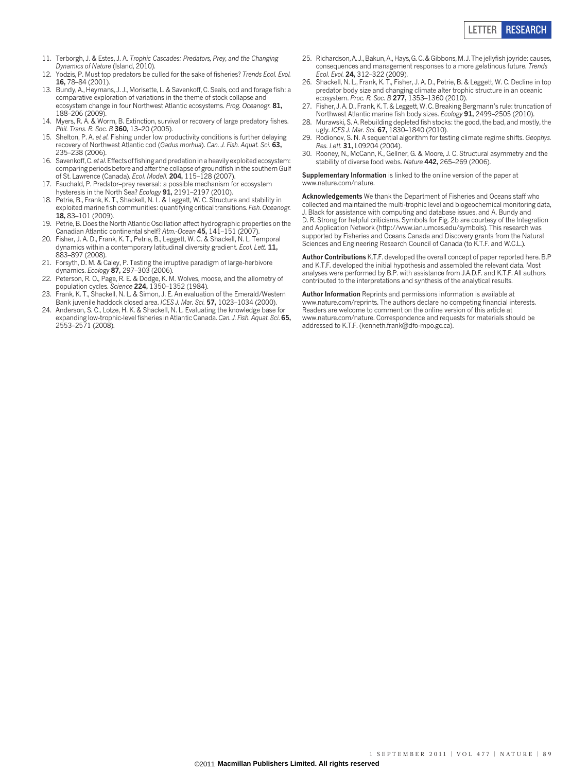11. Terborgh, J. & Estes, J. A. *Trophic Cascades: Predators, Prey, and the Changing Dynamics of Nature* (Island, 2010).
12. Yodzis, P. Must top predators be culled for the sake of fisheries? *Trends Ecol. Evol.* **16,** 78–84 (2001).
13. Bundy, A., Heymans, J. J., Morisette, L. & Savenkoff, C. Seals, cod and forage fish: a comparative exploration of variations in the theme of stock collapse and ecosystem change in four Northwest Atlantic ecosystems. *Prog. Oceanogr.* **81,** 188–206 (2009).
14. Myers, R. A. & Worm, B. Extinction, survival or recovery of large predatory fishes. *Phil. Trans. R. Soc. B* **360,** 13–20 (2005).
15. Shelton, P. A. *et al.* Fishing under low productivity conditions is further delaying recovery of Northwest Atlantic cod (*Gadus morhua*). *Can. J. Fish. Aquat. Sci.* **63,** 235–238 (2006).
16. Savenkoff, C. *et al.* Effects of fishing and predation in a heavily exploited ecosystem: comparing periods before and after the collapse of groundfish in the southern Gulf of St. Lawrence (Canada). *Ecol. Modell.* **204,** 115–128 (2007).
17. Fauchald, P. Predator–prey reversal: a possible mechanism for ecosystem hysteresis in the North Sea? *Ecology* **91,** 2191–2197 (2010).
18. Petrie, B., Frank, K. T., Shackell, N. L. & Leggett, W. C. Structure and stability in exploited marine fish communities: quantifying critical transitions. *Fish. Oceanogr.* **18,** 83–101 (2009).
19. Petrie, B. Does the North Atlantic Oscillation affect hydrographic properties on the Canadian Atlantic continental shelf? *Atm.-Ocean* **45,** 141–151 (2007).
20. Fisher, J. A. D., Frank, K. T., Petrie, B., Leggett, W. C. & Shackell, N. L. Temporal dynamics within a contemporary latitudinal diversity gradient. *Ecol. Lett.* **11,** 883–897 (2008).
21. Forsyth, D. M. & Caley, P. Testing the irruptive paradigm of large-herbivore dynamics. *Ecology* **87,** 297–303 (2006).
22. Peterson, R. O., Page, R. E. & Dodge, K. M. Wolves, moose, and the allometry of population cycles. *Science* **224,** 1350–1352 (1984).
23. Frank, K. T., Shackell, N. L. & Simon, J. E. An evaluation of the Emerald/Western Bank juvenile haddock closed area. *ICES J. Mar. Sci.* **57,** 1023–1034 (2000).
24. Anderson, S. C., Lotze, H. K. & Shackell, N. L. Evaluating the knowledge base for expanding low-trophic-level fisheries in Atlantic Canada. *Can. J. Fish. Aquat. Sci.* **65,** 2553–2571 (2008).
25. Richardson, A. J., Bakun, A., Hays, G. C. & Gibbons, M. J. The jellyfish joyride: causes, consequences and management responses to a more gelatinous future. *Trends Ecol. Evol.* **24,** 312–322 (2009).
26. Shackell, N. L., Frank, K. T., Fisher, J. A. D., Petrie, B. & Leggett, W. C. Decline in top predator body size and changing climate alter trophic structure in an oceanic ecosystem. *Proc. R. Soc. B* **277,** 1353–1360 (2010).
27. Fisher, J. A. D., Frank, K. T. & Leggett, W. C. Breaking Bergmann's rule: truncation of Northwest Atlantic marine fish body sizes. *Ecology* **91,** 2499–2505 (2010).
28. Murawski, S. A. Rebuilding depleted fish stocks: the good, the bad, and mostly, the ugly. *ICES J. Mar. Sci.* **67,** 1830–1840 (2010).
29. Rodionov, S. N. A sequential algorithm for testing climate regime shifts. *Geophys. Res. Lett.* **31,** L09204 (2004).
30. Rooney, N., McCann, K., Gellner, G. & Moore, J. C. Structural asymmetry and the stability of diverse food webs. *Nature* **442,** 265–269 (2006).

**Supplementary Information** is linked to the online version of the paper at www.nature.com/nature.

**Acknowledgements** We thank the Department of Fisheries and Oceans staff who collected and maintained the multi-trophic level and biogeochemical monitoring data, J. Black for assistance with computing and database issues, and A. Bundy and D. R. Strong for helpful criticisms. Symbols for Fig. 2b are courtesy of the Integration and Application Network (http://www.ian.umces.edu/symbols). This research was supported by Fisheries and Oceans Canada and Discovery grants from the Natural Sciences and Engineering Research Council of Canada (to K.T.F. and W.C.L.).

**Author Contributions** K.T.F. developed the overall concept of paper reported here. B.P and K.T.F. developed the initial hypothesis and assembled the relevant data. Most analyses were performed by B.P. with assistance from J.A.D.F. and K.T.F. All authors contributed to the interpretations and synthesis of the analytical results.

**Author Information** Reprints and permissions information is available at www.nature.com/reprints. The authors declare no competing financial interests. Readers are welcome to comment on the online version of this article at www.nature.com/nature. Correspondence and requests for materials should be addressed to K.T.F. (kenneth.frank@dfo-mpo.gc.ca).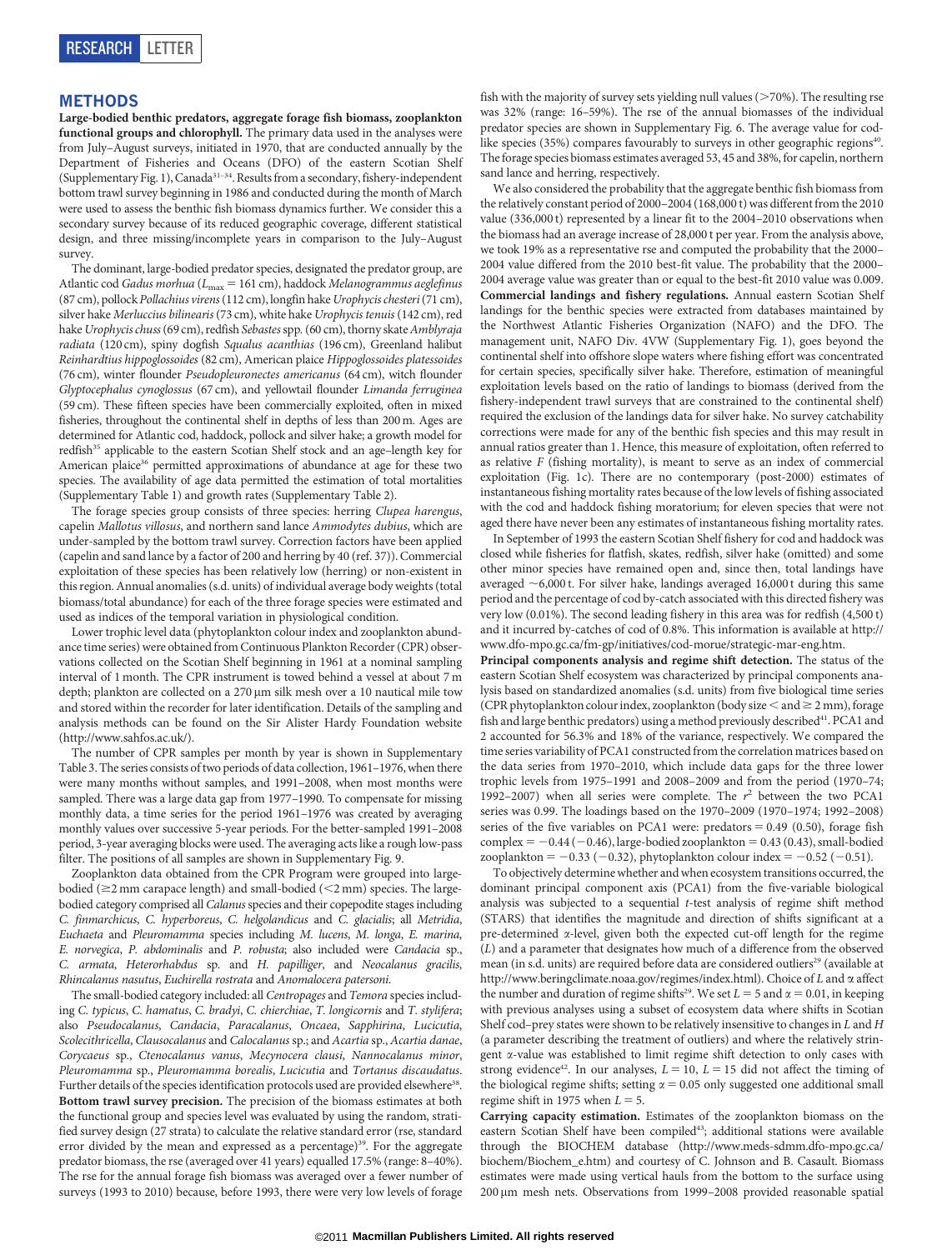## METHODS

**Large-bodied benthic predators, aggregate forage fish biomass, zooplankton functional groups and chlorophyll.** The primary data used in the analyses were from July–August surveys, initiated in 1970, that are conducted annually by the Department of Fisheries and Oceans (DFO) of the eastern Scotian Shelf (Supplementary Fig. 1), Canada[31–34]. Results from a secondary, fishery-independent bottom trawl survey beginning in 1986 and conducted during the month of March were used to assess the benthic fish biomass dynamics further. We consider this a secondary survey because of its reduced geographic coverage, different statistical design, and three missing/incomplete years in comparison to the July–August survey.

The dominant, large-bodied predator species, designated the predator group, are Atlantic cod *Gadus morhua* ($L_{max}$ = 161 cm), haddock *Melanogrammus aeglefinus* (87 cm), pollock *Pollachius virens* (112 cm), longfin hake *Urophycis chesteri* (71 cm), silver hake *Merluccius bilinearis* (73 cm), white hake *Urophycis tenuis* (142 cm), red hake *Urophycis chuss* (69 cm), redfish *Sebastes* spp. (60 cm), thorny skate *Amblyraja radiata* (120 cm), spiny dogfish *Squalus acanthias* (196 cm), Greenland halibut *Reinhardtius hippoglossoides* (82 cm), American plaice *Hippoglossoides platessoides* (76 cm), winter flounder *Pseudopleuronectes americanus* (64 cm), witch flounder *Glyptocephalus cynoglossus* (67 cm), and yellowtail flounder *Limanda ferruginea* (59 cm). These fifteen species have been commercially exploited, often in mixed fisheries, throughout the continental shelf in depths of less than 200 m. Ages are determined for Atlantic cod, haddock, pollock and silver hake; a growth model for redfish[35] applicable to the eastern Scotian Shelf stock and an age–length key for American plaice[36] permitted approximations of abundance at age for these two species. The availability of age data permitted the estimation of total mortalities (Supplementary Table 1) and growth rates (Supplementary Table 2).

The forage species group consists of three species: herring *Clupea harengus*, capelin *Mallotus villosus*, and northern sand lance *Ammodytes dubius*, which are under-sampled by the bottom trawl survey. Correction factors have been applied (capelin and sand lance by a factor of 200 and herring by 40 (ref. 37)). Commercial exploitation of these species has been relatively low (herring) or non-existent in this region. Annual anomalies (s.d. units) of individual average body weights (total biomass/total abundance) for each of the three forage species were estimated and used as indices of the temporal variation in physiological condition.

Lower trophic level data (phytoplankton colour index and zooplankton abundance time series) were obtained from Continuous Plankton Recorder (CPR) observations collected on the Scotian Shelf beginning in 1961 at a nominal sampling interval of 1 month. The CPR instrument is towed behind a vessel at about 7 m depth; plankton are collected on a 270 μm silk mesh over a 10 nautical mile tow and stored within the recorder for later identification. Details of the sampling and analysis methods can be found on the Sir Alister Hardy Foundation website (http://www.sahfos.ac.uk/).

The number of CPR samples per month by year is shown in Supplementary Table 3. The series consists of two periods of data collection, 1961–1976, when there were many months without samples, and 1991–2008, when most months were sampled. There was a large data gap from 1977–1990. To compensate for missing monthly data, a time series for the period 1961–1976 was created by averaging monthly values over successive 5-year periods. For the better-sampled 1991–2008 period, 3-year averaging blocks were used. The averaging acts like a rough low-pass filter. The positions of all samples are shown in Supplementary Fig. 9.

Zooplankton data obtained from the CPR Program were grouped into large-bodied (≥2 mm carapace length) and small-bodied (<2 mm) species. The large-bodied category comprised all *Calanus* species and their copepodite stages including *C. finmarchicus*, *C. hyperboreus*, *C. helgolandicus* and *C. glacialis*; all *Metridia*, *Euchaeta* and *Pleuromamma* species including *M. lucens*, *M. longa*, *E. marina*, *E. norvegica*, *P. abdominalis* and *P. robusta*; also included were *Candacia* sp., *C. armata*, *Heterorhabdus* sp. and *H. papilliger*, and *Neocalanus gracilis*, *Rhincalanus nasutus*, *Euchirella rostrata* and *Anomalocera patersoni*.

The small-bodied category included: all *Centropages* and *Temora* species including *C. typicus*, *C. hamatus*, *C. bradyi*, *C. chierchiae*, *T. longicornis* and *T. stylifera*; also *Pseudocalanus*, *Candacia*, *Paracalanus*, *Oncaea*, *Sapphirina*, *Lucicutia*, *Scolecithricella*, *Clausocalanus* and *Calocalanus* sp.; and *Acartia* sp., *Acartia danae*, *Corycaeus* sp., *Ctenocalanus vanus*, *Mecynocera clausi*, *Nannocalanus minor*, *Pleuromamma* sp., *Pleuromamma borealis*, *Lucicutia* and *Tortanus discaudatus*. Further details of the species identification protocols used are provided elsewhere[38].

**Bottom trawl survey precision.** The precision of the biomass estimates at both the functional group and species level was evaluated by using the random, stratified survey design (27 strata) to calculate the relative standard error (rse, standard error divided by the mean and expressed as a percentage)[39]. For the aggregate predator biomass, the rse (averaged over 41 years) equalled 17.5% (range: 8–40%). The rse for the annual forage fish biomass was averaged over a fewer number of surveys (1993 to 2010) because, before 1993, there were very low levels of forage fish with the majority of survey sets yielding null values (>70%). The resulting rse was 32% (range: 16–59%). The rse of the annual biomasses of the individual predator species are shown in Supplementary Fig. 6. The average value for cod-like species (35%) compares favourably to surveys in other geographic regions[40]. The forage species biomass estimates averaged 53, 45 and 38%, for capelin, northern sand lance and herring, respectively.

We also considered the probability that the aggregate benthic fish biomass from the relatively constant period of 2000–2004 (168,000 t) was different from the 2010 value (336,000 t) represented by a linear fit to the 2004–2010 observations when the biomass had an average increase of 28,000 t per year. From the analysis above, we took 19% as a representative rse and computed the probability that the 2000–2004 value differed from the 2010 best-fit value. The probability that the 2000–2004 average value was greater than or equal to the best-fit 2010 value was 0.009.

**Commercial landings and fishery regulations.** Annual eastern Scotian Shelf landings for the benthic species were extracted from databases maintained by the Northwest Atlantic Fisheries Organization (NAFO) and the DFO. The management unit, NAFO Div. 4VW (Supplementary Fig. 1), goes beyond the continental shelf into offshore slope waters where fishing effort was concentrated for certain species, specifically silver hake. Therefore, estimation of meaningful exploitation levels based on the ratio of landings to biomass (derived from the fishery-independent trawl surveys that are constrained to the continental shelf) required the exclusion of the landings data for silver hake. No survey catchability corrections were made for any of the benthic fish species and this may result in annual ratios greater than 1. Hence, this measure of exploitation, often referred to as relative *F* (fishing mortality), is meant to serve as an index of commercial exploitation (Fig. 1c). There are no contemporary (post-2000) estimates of instantaneous fishing mortality rates because of the low levels of fishing associated with the cod and haddock fishing moratorium; for eleven species that were not aged there have never been any estimates of instantaneous fishing mortality rates.

In September of 1993 the eastern Scotian Shelf fishery for cod and haddock was closed while fisheries for flatfish, skates, redfish, silver hake (omitted) and some other minor species have remained open and, since then, total landings have averaged ~6,000 t. For silver hake, landings averaged 16,000 t during this same period and the percentage of cod by-catch associated with this directed fishery was very low (0.01%). The second leading fishery in this area was for redfish (4,500 t) and it incurred by-catches of cod of 0.8%. This information is available at http://www.dfo-mpo.gc.ca/fm-gp/initiatives/cod-morue/strategic-mar-eng.htm.

**Principal components analysis and regime shift detection.** The status of the eastern Scotian Shelf ecosystem was characterized by principal components analysis based on standardized anomalies (s.d. units) from five biological time series (CPR phytoplankton colour index, zooplankton (body size < and ≥ 2 mm), forage fish and large benthic predators) using a method previously described[41]. PCA1 and 2 accounted for 56.3% and 18% of the variance, respectively. We compared the time series variability of PCA1 constructed from the correlation matrices based on the data series from 1970–2010, which include data gaps for the three lower trophic levels from 1975–1991 and 2008–2009 and from the period (1970–74; 1992–2007) when all series were complete. The $r^2$ between the two PCA1 series was 0.99. The loadings based on the 1970–2009 (1970–1974; 1992–2008) series of the five variables on PCA1 were: predators = 0.49 (0.50), forage fish complex = −0.44 (−0.46), large-bodied zooplankton = 0.43 (0.43), small-bodied zooplankton = −0.33 (−0.32), phytoplankton colour index = −0.52 (−0.51).

To objectively determine whether and when ecosystem transitions occurred, the dominant principal component axis (PCA1) from the five-variable biological analysis was subjected to a sequential *t*-test analysis of regime shift method (STARS) that identifies the magnitude and direction of shifts significant at a pre-determined α-level, given both the expected cut-off length for the regime (*L*) and a parameter that designates how much of a difference from the observed mean (in s.d. units) are required before data are considered outliers[29] (available at http://www.beringclimate.noaa.gov/regimes/index.html). Choice of *L* and α affect the number and duration of regime shifts[29]. We set $L = 5$ and $\alpha = 0.01$, in keeping with previous analyses using a subset of ecosystem data where shifts in Scotian Shelf cod–prey states were shown to be relatively insensitive to changes in *L* and *H* (a parameter describing the treatment of outliers) and where the relatively stringent α-value was established to limit regime shift detection to only cases with strong evidence[42]. In our analyses, $L = 10$, $L = 15$ did not affect the timing of the biological regime shifts; setting $\alpha = 0.05$ only suggested one additional small regime shift in 1975 when $L = 5$.

**Carrying capacity estimation.** Estimates of the zooplankton biomass on the eastern Scotian Shelf have been compiled[43]; additional stations were available through the BIOCHEM database (http://www.meds-sdmm.dfo-mpo.gc.ca/biochem/Biochem_e.htm) and courtesy of C. Johnson and B. Casault. Biomass estimates were made using vertical hauls from the bottom to the surface using 200 μm mesh nets. Observations from 1999–2008 provided reasonable spatial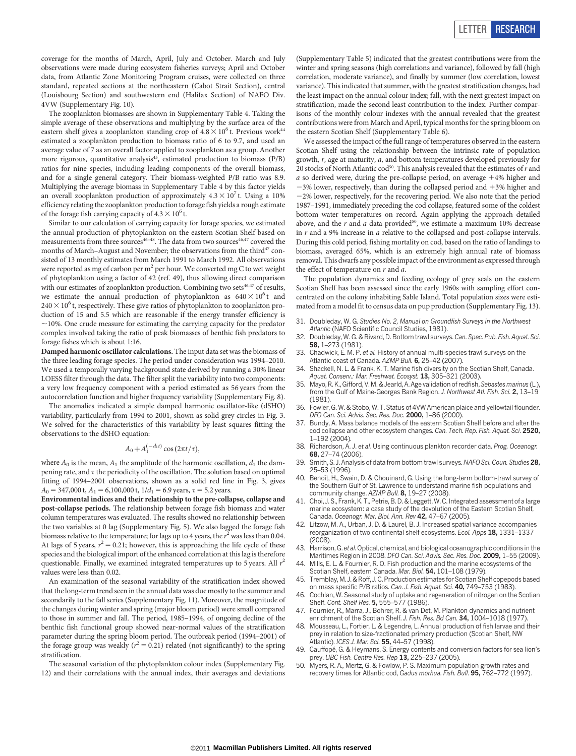coverage for the months of March, April, July and October. March and July observations were made during ecosystem fisheries surveys; April and October data, from Atlantic Zone Monitoring Program cruises, were collected on three standard, repeated sections at the northeastern (Cabot Strait Section), central (Louisbourg Section) and southwestern end (Halifax Section) of NAFO Div. 4VW (Supplementary Fig. 10).

The zooplankton biomasses are shown in Supplementary Table 4. Taking the simple average of these observations and multiplying by the surface area of the eastern shelf gives a zooplankton standing crop of $4.8 \times 10^6$ t. Previous work[44] estimated a zooplankton production to biomass ratio of 6 to 9.7, and used an average value of 7 as an overall factor applied to zooplankton as a group. Another more rigorous, quantitative analysis[45], estimated production to biomass (P/B) ratios for nine species, including leading components of the overall biomass, and for a single general category. Their biomass-weighted P/B ratio was 8.9. Multiplying the average biomass in Supplementary Table 4 by this factor yields an overall zooplankton production of approximately $4.3 \times 10^7$ t. Using a 10% efficiency relating the zooplankton production to forage fish yields a rough estimate of the forage fish carrying capacity of $4.3 \times 10^6$ t.

Similar to our calculation of carrying capacity for forage species, we estimated the annual production of phytoplankton on the eastern Scotian Shelf based on measurements from three sources[46–48]. The data from two sources[46,47] covered the months of March–August and November; the observations from the third[47] consisted of 13 monthly estimates from March 1991 to March 1992. All observations were reported as mg of carbon per $m^2$ per hour. We converted mg C to wet weight of phytoplankton using a factor of 42 (ref. 49), thus allowing direct comparison with our estimates of zooplankton production. Combining two sets[46,47] of results, we estimate the annual production of phytoplankton as $640 \times 10^6$ t and $240 \times 10^6$ t, respectively. These give ratios of phytoplankton to zooplankton production of 15 and 5.5 which are reasonable if the energy transfer efficiency is ~10%. One crude measure for estimating the carrying capacity for the predator complex involved taking the ratio of peak biomasses of benthic fish predators to forage fishes which is about 1:16.

**Damped harmonic oscillator calculations.** The input data set was the biomass of the three leading forage species. The period under consideration was 1994–2010. We used a temporally varying background state derived by running a 30% linear LOESS filter through the data. The filter split the variability into two components: a very low frequency component with a period estimated as 56 years from the autocorrelation function and higher frequency variability (Supplementary Fig. 8).

The anomalies indicated a simple damped harmonic oscillator-like (dSHO) variability, particularly from 1994 to 2001, shown as solid grey circles in Fig. 3. We solved for the characteristics of this variability by least squares fitting the observations to the dSHO equation:

$$A_0 + A_1^{(-d_1 t)} \cos(2\pi t/\tau),$$

where $A_0$ is the mean, $A_1$ the amplitude of the harmonic oscillation, $d_1$ the dampening rate, and $\tau$ the periodicity of the oscillation. The solution based on optimal fitting of 1994–2001 observations, shown as a solid red line in Fig. 3, gives $A_0 = 347{,}000$ t, $A_1 = 6{,}100{,}000$ t, $1/d_1 = 6.9$ years, $\tau = 5.2$ years.

**Environmental indices and their relationship to the pre-collapse, collapse and post-collapse periods.** The relationship between forage fish biomass and water column temperatures was evaluated. The results showed no relationship between the two variables at 0 lag (Supplementary Fig. 5). We also lagged the forage fish biomass relative to the temperature; for lags up to 4 years, the $r^2$ was less than 0.04. At lags of 5 years, $r^2 = 0.21$; however, this is approaching the life cycle of these species and the biological import of the enhanced correlation at this lag is therefore questionable. Finally, we examined integrated temperatures up to 5 years. All $r^2$ values were less than 0.02.

An examination of the seasonal variability of the stratification index showed that the long-term trend seen in the annual data was due mostly to the summer and secondarily to the fall series (Supplementary Fig. 11). Moreover, the magnitude of the changes during winter and spring (major bloom period) were small compared to those in summer and fall. The period, 1985–1994, of ongoing decline of the benthic fish functional group showed near-normal values of the stratification parameter during the spring bloom period. The outbreak period (1994–2001) of the forage group was weakly ($r^2 = 0.21$) related (not significantly) to the spring stratification.

The seasonal variation of the phytoplankton colour index (Supplementary Fig. 12) and their correlations with the annual index, their averages and deviations (Supplementary Table 5) indicated that the greatest contributions were from the winter and spring seasons (high correlations and variance), followed by fall (high correlation, moderate variance), and finally by summer (low correlation, lowest variance). This indicated that summer, with the greatest stratification changes, had the least impact on the annual colour index; fall, with the next greatest impact on stratification, made the second least contribution to the index. Further comparisons of the monthly colour indexes with the annual revealed that the greatest contributions were from March and April, typical months for the spring bloom on the eastern Scotian Shelf (Supplementary Table 6).

We assessed the impact of the full range of temperatures observed in the eastern Scotian Shelf using the relationship between the intrinsic rate of population growth, $r$, age at maturity, $a$, and bottom temperatures developed previously for 20 stocks of North Atlantic cod[50]. This analysis revealed that the estimates of $r$ and $a$ so derived were, during the pre-collapse period, on average +4% higher and −3% lower, respectively, than during the collapsed period and +3% higher and −2% lower, respectively, for the recovering period. We also note that the period 1987–1991, immediately preceding the cod collapse, featured some of the coldest bottom water temperatures on record. Again applying the approach detailed above, and the $r$ and $a$ data provided[50], we estimate a maximum 10% decrease in $r$ and a 9% increase in $a$ relative to the collapsed and post-collapse intervals. During this cold period, fishing mortality on cod, based on the ratio of landings to biomass, averaged 65%, which is an extremely high annual rate of biomass removal. This dwarfs any possible impact of the environment as expressed through the effect of temperature on $r$ and $a$.

The population dynamics and feeding ecology of grey seals on the eastern Scotian Shelf has been assessed since the early 1960s with sampling effort concentrated on the colony inhabiting Sable Island. Total population sizes were estimated from a model fit to census data on pup production (Supplementary Fig. 13).

31. Doubleday, W. G. *Studies No. 2, Manual on Groundfish Surveys in the Northwest Atlantic* (NAFO Scientific Council Studies, 1981).
32. Doubleday, W. G. & Rivard, D. Bottom trawl surveys. *Can. Spec. Pub. Fish. Aquat. Sci.* **58,** 1–273 (1981).
33. Chadwick, E. M. P. *et al.* History of annual multi-species trawl surveys on the Atlantic coast of Canada. *AZMP Bull.* **6,** 25–42 (2007).
34. Shackell, N. L. & Frank, K. T. Marine fish diversity on the Scotian Shelf, Canada. *Aquat. Conserv.: Mar. Freshwat. Ecosyst.* **13,** 305–321 (2003).
35. Mayo, R. K., Gifford, V. M. & Jearld, A. Age validation of redfish, *Sebastes marinus* (L.), from the Gulf of Maine-Georges Bank Region. *J. Northwest Atl. Fish. Sci.* **2,** 13–19 (1981).
36. Fowler, G. W. & Stobo, W. T. Status of 4VW American plaice and yellowtail flounder. *DFO Can. Sci. Advis. Sec. Res. Doc.* **2000,** 1–86 (2000).
37. Bundy, A. Mass balance models of the eastern Scotian Shelf before and after the cod collapse and other ecosystem changes. *Can. Tech. Rep. Fish. Aquat. Sci.* **2520,** 1–192 (2004).
38. Richardson, A. J. *et al.* Using continuous plankton recorder data. *Prog. Oceanogr.* **68,** 27–74 (2006).
39. Smith, S. J. Analysis of data from bottom trawl surveys. *NAFO Sci. Coun. Studies* **28,** 25–53 (1996).
40. Benoît, H., Swain, D. & Chouinard, G. Using the long-term bottom-trawl survey of the Southern Gulf of St. Lawrence to understand marine fish populations and community change. *AZMP Bull.* **8,** 19–27 (2008).
41. Choi, J. S., Frank, K. T., Petrie, B. D. & Leggett, W. C. Integrated assessment of a large marine ecosystem: a case study of the devolution of the Eastern Scotian Shelf, Canada. *Oceanogr. Mar. Biol. Ann. Rev* **42,** 47–67 (2005).
42. Litzow, M. A., Urban, J. D. & Laurel, B. J. Increased spatial variance accompanies reorganization of two continental shelf ecosystems. *Ecol. Apps* **18,** 1331–1337 (2008).
43. Harrison, G. *et al.* Optical, chemical, and biological oceanographic conditions in the Maritimes Region in 2008. *DFO Can. Sci. Advis. Sec. Res. Doc.* **2009,** 1–55 (2009).
44. Mills, E. L. & Fournier, R. O. Fish production and the marine ecosystems of the Scotian Shelf, eastern Canada. *Mar. Biol.* **54,** 101–108 (1979).
45. Tremblay, M. J. & Roff, J. C. Production estimates for Scotian Shelf copepods based on mass specific P/B ratios. *Can. J. Fish. Aquat. Sci.* **40,** 749–753 (1983).
46. Cochlan, W. Seasonal study of uptake and regeneration of nitrogen on the Scotian Shelf. *Cont. Shelf Res.* **5,** 555–577 (1986).
47. Fournier, R., Marra, J., Bohrer, R. & van Det, M. Plankton dynamics and nutrient enrichment of the Scotian Shelf. *J. Fish. Res. Bd Can.* **34,** 1004–1018 (1977).
48. Mousseau, L., Fortier, L. & Legendre, L. Annual production of fish larvae and their prey in relation to size-fractionated primary production (Scotian Shelf, NW Atlantic). *ICES J. Mar. Sci.* **55,** 44–57 (1998).
49. Cauffopé, G. & Heymans, S. Energy contents and conversion factors for sea lion's prey. *UBC Fish. Centre Res. Rep* **13,** 225–237 (2005).
50. Myers, R. A., Mertz, G. & Fowlow, P. S. Maximum population growth rates and recovery times for Atlantic cod, *Gadus morhua*. *Fish. Bull.* **95,** 762–772 (1997).